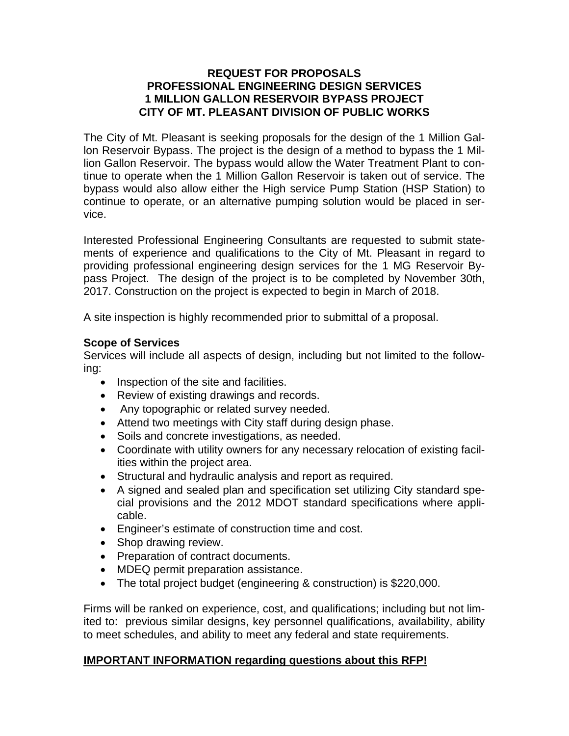# REQUEST FOR PROPOSALS
# PROFESSIONAL ENGINEERING DESIGN SERVICES
# 1 MILLION GALLON RESERVOIR BYPASS PROJECT
# CITY OF MT. PLEASANT DIVISION OF PUBLIC WORKS

The City of Mt. Pleasant is seeking proposals for the design of the 1 Million Gallon Reservoir Bypass. The project is the design of a method to bypass the 1 Million Gallon Reservoir. The bypass would allow the Water Treatment Plant to continue to operate when the 1 Million Gallon Reservoir is taken out of service. The bypass would also allow either the High service Pump Station (HSP Station) to continue to operate, or an alternative pumping solution would be placed in service.

Interested Professional Engineering Consultants are requested to submit statements of experience and qualifications to the City of Mt. Pleasant in regard to providing professional engineering design services for the 1 MG Reservoir Bypass Project. The design of the project is to be completed by November 30th, 2017. Construction on the project is expected to begin in March of 2018.

A site inspection is highly recommended prior to submittal of a proposal.

**Scope of Services**

Services will include all aspects of design, including but not limited to the following:

- Inspection of the site and facilities.
- Review of existing drawings and records.
- Any topographic or related survey needed.
- Attend two meetings with City staff during design phase.
- Soils and concrete investigations, as needed.
- Coordinate with utility owners for any necessary relocation of existing facilities within the project area.
- Structural and hydraulic analysis and report as required.
- A signed and sealed plan and specification set utilizing City standard special provisions and the 2012 MDOT standard specifications where applicable.
- Engineer's estimate of construction time and cost.
- Shop drawing review.
- Preparation of contract documents.
- MDEQ permit preparation assistance.
- The total project budget (engineering & construction) is $220,000.

Firms will be ranked on experience, cost, and qualifications; including but not limited to: previous similar designs, key personnel qualifications, availability, ability to meet schedules, and ability to meet any federal and state requirements.

**<u>IMPORTANT INFORMATION regarding questions about this RFP!</u>**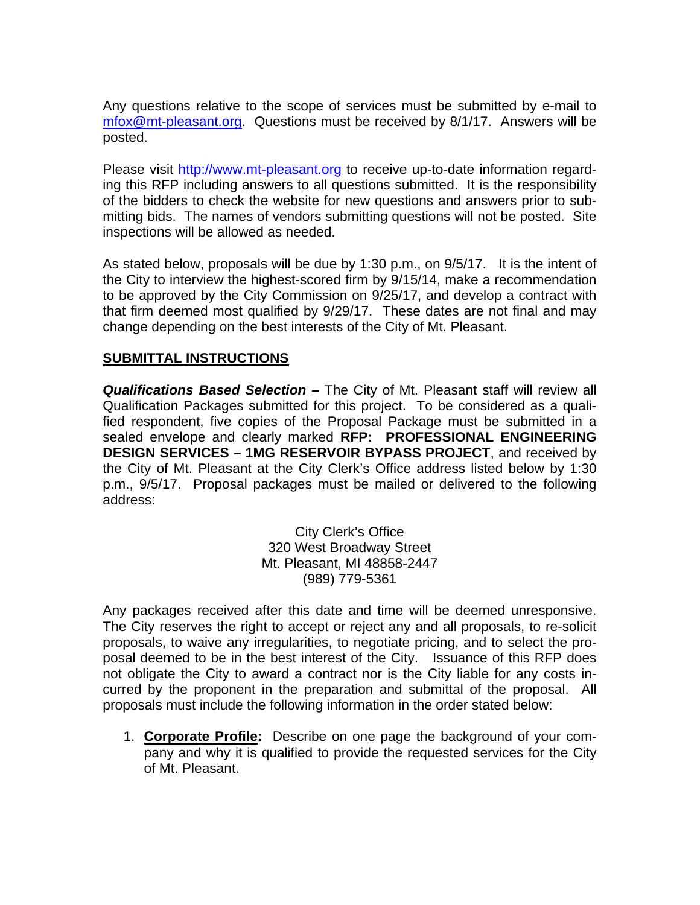Any questions relative to the scope of services must be submitted by e-mail to mfox@mt-pleasant.org. Questions must be received by 8/1/17. Answers will be posted.

Please visit http://www.mt-pleasant.org to receive up-to-date information regarding this RFP including answers to all questions submitted. It is the responsibility of the bidders to check the website for new questions and answers prior to submitting bids. The names of vendors submitting questions will not be posted. Site inspections will be allowed as needed.

As stated below, proposals will be due by 1:30 p.m., on 9/5/17. It is the intent of the City to interview the highest-scored firm by 9/15/14, make a recommendation to be approved by the City Commission on 9/25/17, and develop a contract with that firm deemed most qualified by 9/29/17. These dates are not final and may change depending on the best interests of the City of Mt. Pleasant.

## SUBMITTAL INSTRUCTIONS

***Qualifications Based Selection –*** The City of Mt. Pleasant staff will review all Qualification Packages submitted for this project. To be considered as a qualified respondent, five copies of the Proposal Package must be submitted in a sealed envelope and clearly marked **RFP: PROFESSIONAL ENGINEERING DESIGN SERVICES – 1MG RESERVOIR BYPASS PROJECT**, and received by the City of Mt. Pleasant at the City Clerk's Office address listed below by 1:30 p.m., 9/5/17. Proposal packages must be mailed or delivered to the following address:

City Clerk's Office  
320 West Broadway Street  
Mt. Pleasant, MI 48858-2447  
(989) 779-5361

Any packages received after this date and time will be deemed unresponsive. The City reserves the right to accept or reject any and all proposals, to re-solicit proposals, to waive any irregularities, to negotiate pricing, and to select the proposal deemed to be in the best interest of the City. Issuance of this RFP does not obligate the City to award a contract nor is the City liable for any costs incurred by the proponent in the preparation and submittal of the proposal. All proposals must include the following information in the order stated below:

1. **Corporate Profile:** Describe on one page the background of your company and why it is qualified to provide the requested services for the City of Mt. Pleasant.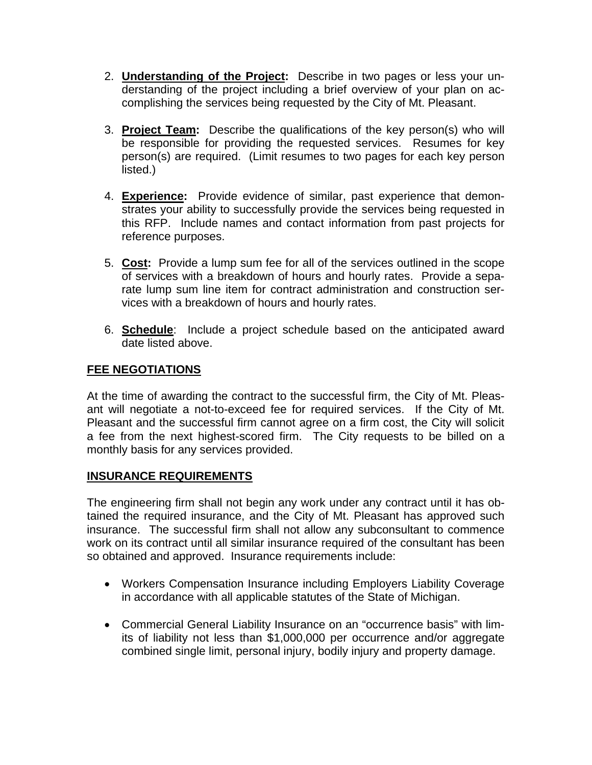2. **Understanding of the Project:** Describe in two pages or less your understanding of the project including a brief overview of your plan on accomplishing the services being requested by the City of Mt. Pleasant.

3. **Project Team:** Describe the qualifications of the key person(s) who will be responsible for providing the requested services. Resumes for key person(s) are required. (Limit resumes to two pages for each key person listed.)

4. **Experience:** Provide evidence of similar, past experience that demonstrates your ability to successfully provide the services being requested in this RFP. Include names and contact information from past projects for reference purposes.

5. **Cost:** Provide a lump sum fee for all of the services outlined in the scope of services with a breakdown of hours and hourly rates. Provide a separate lump sum line item for contract administration and construction services with a breakdown of hours and hourly rates.

6. **Schedule**: Include a project schedule based on the anticipated award date listed above.

## FEE NEGOTIATIONS

At the time of awarding the contract to the successful firm, the City of Mt. Pleasant will negotiate a not-to-exceed fee for required services. If the City of Mt. Pleasant and the successful firm cannot agree on a firm cost, the City will solicit a fee from the next highest-scored firm. The City requests to be billed on a monthly basis for any services provided.

## INSURANCE REQUIREMENTS

The engineering firm shall not begin any work under any contract until it has obtained the required insurance, and the City of Mt. Pleasant has approved such insurance. The successful firm shall not allow any subconsultant to commence work on its contract until all similar insurance required of the consultant has been so obtained and approved. Insurance requirements include:

- Workers Compensation Insurance including Employers Liability Coverage in accordance with all applicable statutes of the State of Michigan.

- Commercial General Liability Insurance on an "occurrence basis" with limits of liability not less than $1,000,000 per occurrence and/or aggregate combined single limit, personal injury, bodily injury and property damage.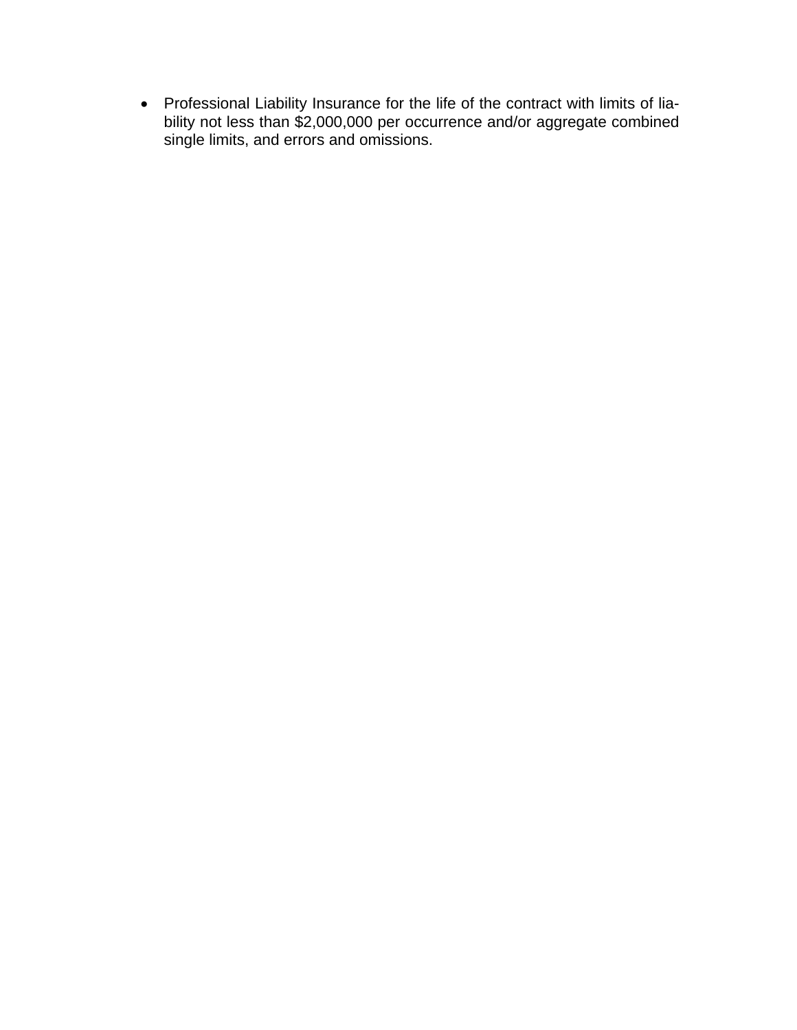- Professional Liability Insurance for the life of the contract with limits of liability not less than $2,000,000 per occurrence and/or aggregate combined single limits, and errors and omissions.